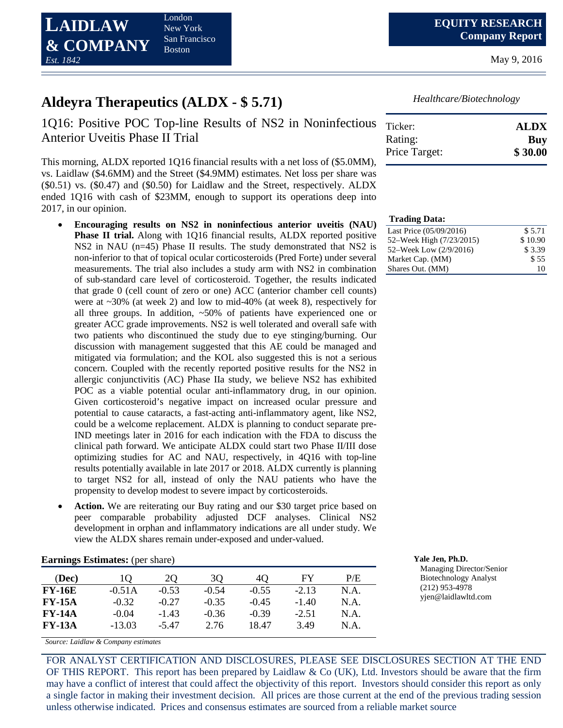**LAIDLAW & COMPANY** *Est. 1842* — London, New York, San Francisco, Boston

**EQUITY RESEARCH**
**Company Report**

May 9, 2016

# Aldeyra Therapeutics (ALDX - $ 5.71)

*Healthcare/Biotechnology*

| | |
|---|---|
| Ticker: | **ALDX** |
| Rating: | **Buy** |
| Price Target: | **$ 30.00** |

## 1Q16: Positive POC Top-line Results of NS2 in Noninfectious Anterior Uveitis Phase II Trial

This morning, ALDX reported 1Q16 financial results with a net loss of ($5.0MM), vs. Laidlaw ($4.6MM) and the Street ($4.9MM) estimates. Net loss per share was ($0.51) vs. ($0.47) and ($0.50) for Laidlaw and the Street, respectively. ALDX ended 1Q16 with cash of $23MM, enough to support its operations deep into 2017, in our opinion.

- **Encouraging results on NS2 in noninfectious anterior uveitis (NAU) Phase II trial.** Along with 1Q16 financial results, ALDX reported positive NS2 in NAU (n=45) Phase II results. The study demonstrated that NS2 is non-inferior to that of topical ocular corticosteroids (Pred Forte) under several measurements. The trial also includes a study arm with NS2 in combination of sub-standard care level of corticosteroid. Together, the results indicated that grade 0 (cell count of zero or one) ACC (anterior chamber cell counts) were at ~30% (at week 2) and low to mid-40% (at week 8), respectively for all three groups. In addition, ~50% of patients have experienced one or greater ACC grade improvements. NS2 is well tolerated and overall safe with two patients who discontinued the study due to eye stinging/burning. Our discussion with management suggested that this AE could be managed and mitigated via formulation; and the KOL also suggested this is not a serious concern. Coupled with the recently reported positive results for the NS2 in allergic conjunctivitis (AC) Phase IIa study, we believe NS2 has exhibited POC as a viable potential ocular anti-inflammatory drug, in our opinion. Given corticosteroid's negative impact on increased ocular pressure and potential to cause cataracts, a fast-acting anti-inflammatory agent, like NS2, could be a welcome replacement. ALDX is planning to conduct separate pre-IND meetings later in 2016 for each indication with the FDA to discuss the clinical path forward. We anticipate ALDX could start two Phase II/III dose optimizing studies for AC and NAU, respectively, in 4Q16 with top-line results potentially available in late 2017 or 2018. ALDX currently is planning to target NS2 for all, instead of only the NAU patients who have the propensity to develop modest to severe impact by corticosteroids.
- **Action.** We are reiterating our Buy rating and our $30 target price based on peer comparable probability adjusted DCF analyses. Clinical NS2 development in orphan and inflammatory indications are all under study. We view the ALDX shares remain under-exposed and under-valued.

**Trading Data:**

| | |
|---|---|
| Last Price (05/09/2016) | $ 5.71 |
| 52–Week High (7/23/2015) | $ 10.90 |
| 52–Week Low (2/9/2016) | $ 3.39 |
| Market Cap. (MM) | $ 55 |
| Shares Out. (MM) | 10 |

**Earnings Estimates:** (per share)

| (Dec) | 1Q | 2Q | 3Q | 4Q | FY | P/E |
|---|---|---|---|---|---|---|
| **FY-16E** | -0.51A | -0.53 | -0.54 | -0.55 | -2.13 | N.A. |
| **FY-15A** | -0.32 | -0.27 | -0.35 | -0.45 | -1.40 | N.A. |
| **FY-14A** | -0.04 | -1.43 | -0.36 | -0.39 | -2.51 | N.A. |
| **FY-13A** | -13.03 | -5.47 | 2.76 | 18.47 | 3.49 | N.A. |

*Source: Laidlaw & Company estimates*

**Yale Jen, Ph.D.**
Managing Director/Senior Biotechnology Analyst
(212) 953-4978
yjen@laidlawltd.com

FOR ANALYST CERTIFICATION AND DISCLOSURES, PLEASE SEE DISCLOSURES SECTION AT THE END OF THIS REPORT. This report has been prepared by Laidlaw & Co (UK), Ltd. Investors should be aware that the firm may have a conflict of interest that could affect the objectivity of this report. Investors should consider this report as only a single factor in making their investment decision. All prices are those current at the end of the previous trading session unless otherwise indicated. Prices and consensus estimates are sourced from a reliable market source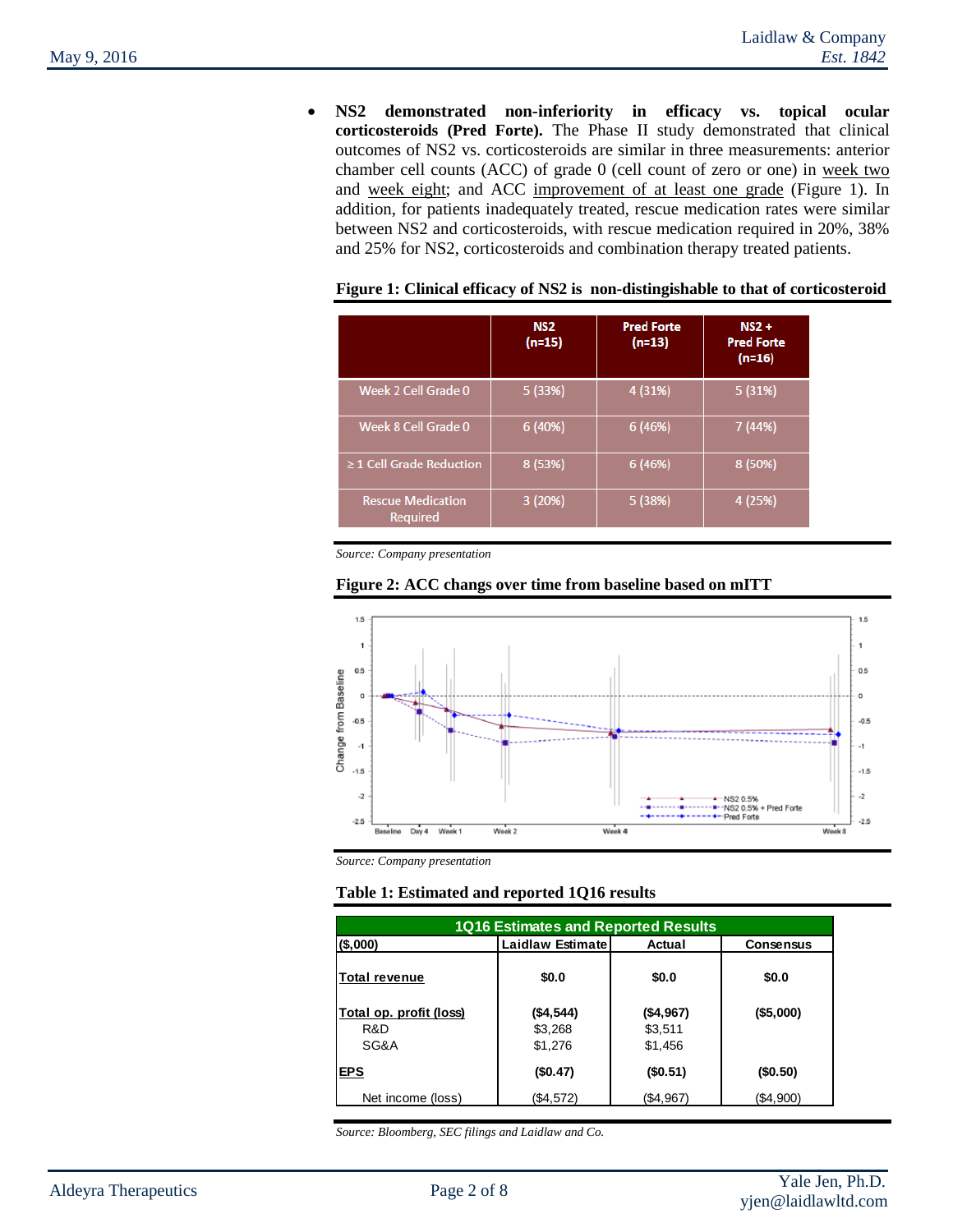- **NS2 demonstrated non-inferiority in efficacy vs. topical ocular corticosteroids (Pred Forte).** The Phase II study demonstrated that clinical outcomes of NS2 vs. corticosteroids are similar in three measurements: anterior chamber cell counts (ACC) of grade 0 (cell count of zero or one) in week two and week eight; and ACC improvement of at least one grade (Figure 1). In addition, for patients inadequately treated, rescue medication rates were similar between NS2 and corticosteroids, with rescue medication required in 20%, 38% and 25% for NS2, corticosteroids and combination therapy treated patients.

**Figure 1: Clinical efficacy of NS2 is non-distinguishable to that of corticosteroid**

| | NS2 (n=15) | Pred Forte (n=13) | NS2 + Pred Forte (n=16) |
|---|---|---|---|
| Week 2 Cell Grade 0 | 5 (33%) | 4 (31%) | 5 (31%) |
| Week 8 Cell Grade 0 | 6 (40%) | 6 (46%) | 7 (44%) |
| ≥ 1 Cell Grade Reduction | 8 (53%) | 6 (46%) | 8 (50%) |
| Rescue Medication Required | 3 (20%) | 5 (38%) | 4 (25%) |

*Source: Company presentation*

**Figure 2: ACC changs over time from baseline based on mITT**

*Source: Company presentation*

**Table 1: Estimated and reported 1Q16 results**

| 1Q16 Estimates and Reported Results | | | |
|---|---|---|---|
| ($,000) | Laidlaw Estimate | Actual | Consensus |
| **Total revenue** | **$0.0** | **$0.0** | **$0.0** |
| **Total op. profit (loss)** | **($4,544)** | **($4,967)** | **($5,000)** |
| R&D | $3,268 | $3,511 | |
| SG&A | $1,276 | $1,456 | |
| **EPS** | **($0.47)** | **($0.51)** | **($0.50)** |
| Net income (loss) | ($4,572) | ($4,967) | ($4,900) |

*Source: Bloomberg, SEC filings and Laidlaw and Co.*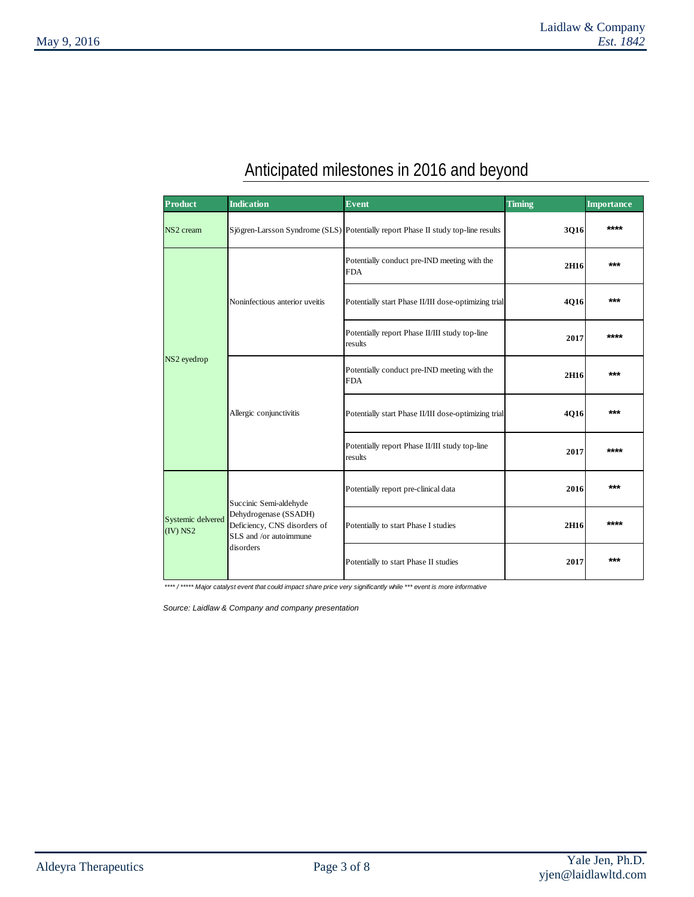## Anticipated milestones in 2016 and beyond

| Product | Indication | Event | Timing | Importance |
|---|---|---|---|---|
| NS2 cream | Sjögren-Larsson Syndrome (SLS) | Potentially report Phase II study top-line results | 3Q16 | **** |
| NS2 eyedrop | Noninfectious anterior uveitis | Potentially conduct pre-IND meeting with the FDA | 2H16 | *** |
| | | Potentially start Phase II/III dose-optimizing trial | 4Q16 | *** |
| | | Potentially report Phase II/III study top-line results | 2017 | **** |
| | Allergic conjunctivitis | Potentially conduct pre-IND meeting with the FDA | 2H16 | *** |
| | | Potentially start Phase II/III dose-optimizing trial | 4Q16 | *** |
| | | Potentially report Phase II/III study top-line results | 2017 | **** |
| Systemic delvered (IV) NS2 | Succinic Semi-aldehyde Dehydrogenase (SSADH) Deficiency, CNS disorders of SLS and /or autoimmune disorders | Potentially report pre-clinical data | 2016 | *** |
| | | Potentially to start Phase I studies | 2H16 | **** |
| | | Potentially to start Phase II studies | 2017 | *** |

*\*\*\*\* / \*\*\*\*\* Major catalyst event that could impact share price very significantly while \*\*\* event is more informative*

*Source: Laidlaw & Company and company presentation*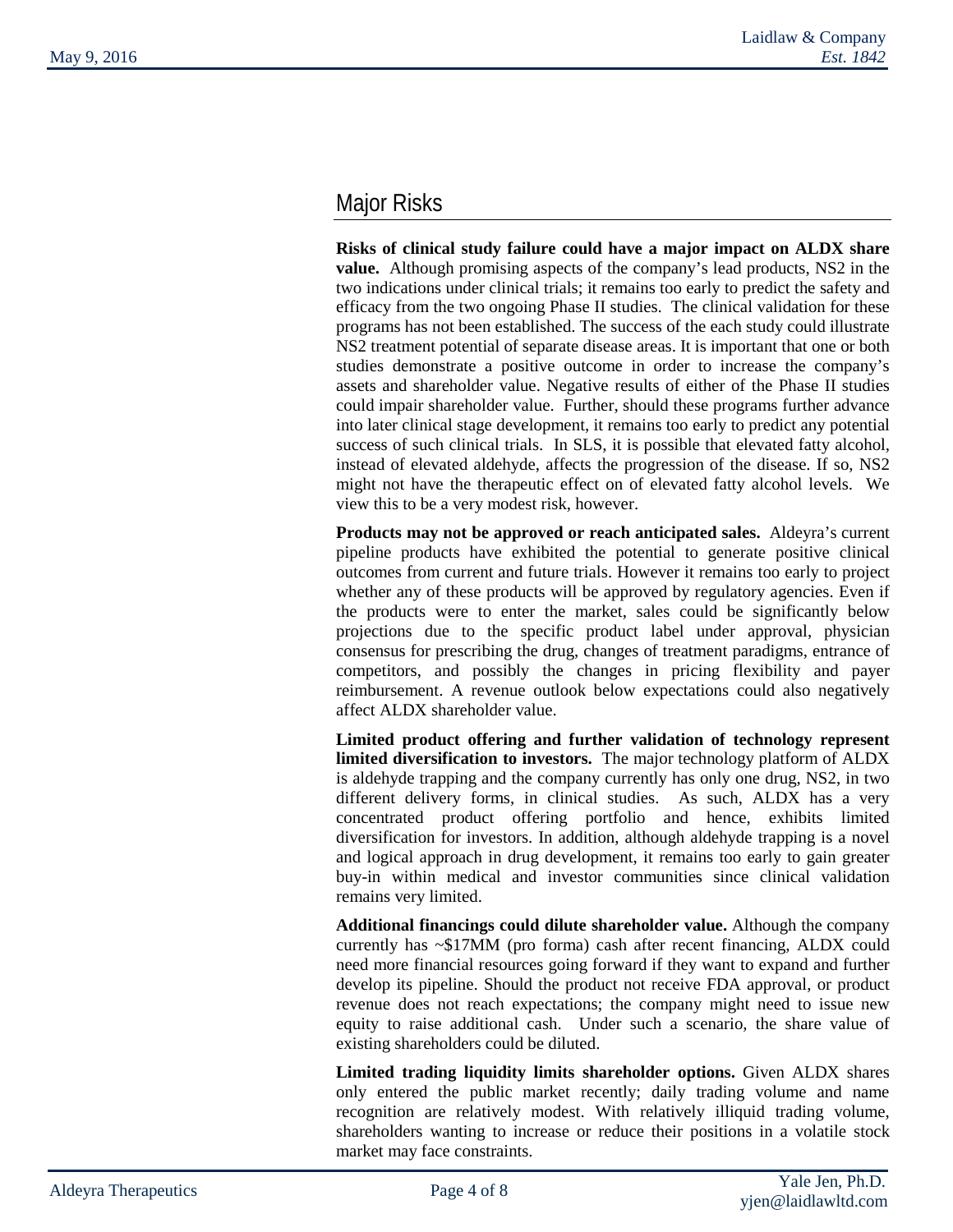## Major Risks

**Risks of clinical study failure could have a major impact on ALDX share value.** Although promising aspects of the company's lead products, NS2 in the two indications under clinical trials; it remains too early to predict the safety and efficacy from the two ongoing Phase II studies. The clinical validation for these programs has not been established. The success of the each study could illustrate NS2 treatment potential of separate disease areas. It is important that one or both studies demonstrate a positive outcome in order to increase the company's assets and shareholder value. Negative results of either of the Phase II studies could impair shareholder value. Further, should these programs further advance into later clinical stage development, it remains too early to predict any potential success of such clinical trials. In SLS, it is possible that elevated fatty alcohol, instead of elevated aldehyde, affects the progression of the disease. If so, NS2 might not have the therapeutic effect on of elevated fatty alcohol levels. We view this to be a very modest risk, however.

**Products may not be approved or reach anticipated sales.** Aldeyra's current pipeline products have exhibited the potential to generate positive clinical outcomes from current and future trials. However it remains too early to project whether any of these products will be approved by regulatory agencies. Even if the products were to enter the market, sales could be significantly below projections due to the specific product label under approval, physician consensus for prescribing the drug, changes of treatment paradigms, entrance of competitors, and possibly the changes in pricing flexibility and payer reimbursement. A revenue outlook below expectations could also negatively affect ALDX shareholder value.

**Limited product offering and further validation of technology represent limited diversification to investors.** The major technology platform of ALDX is aldehyde trapping and the company currently has only one drug, NS2, in two different delivery forms, in clinical studies. As such, ALDX has a very concentrated product offering portfolio and hence, exhibits limited diversification for investors. In addition, although aldehyde trapping is a novel and logical approach in drug development, it remains too early to gain greater buy-in within medical and investor communities since clinical validation remains very limited.

**Additional financings could dilute shareholder value.** Although the company currently has ~$17MM (pro forma) cash after recent financing, ALDX could need more financial resources going forward if they want to expand and further develop its pipeline. Should the product not receive FDA approval, or product revenue does not reach expectations; the company might need to issue new equity to raise additional cash. Under such a scenario, the share value of existing shareholders could be diluted.

**Limited trading liquidity limits shareholder options.** Given ALDX shares only entered the public market recently; daily trading volume and name recognition are relatively modest. With relatively illiquid trading volume, shareholders wanting to increase or reduce their positions in a volatile stock market may face constraints.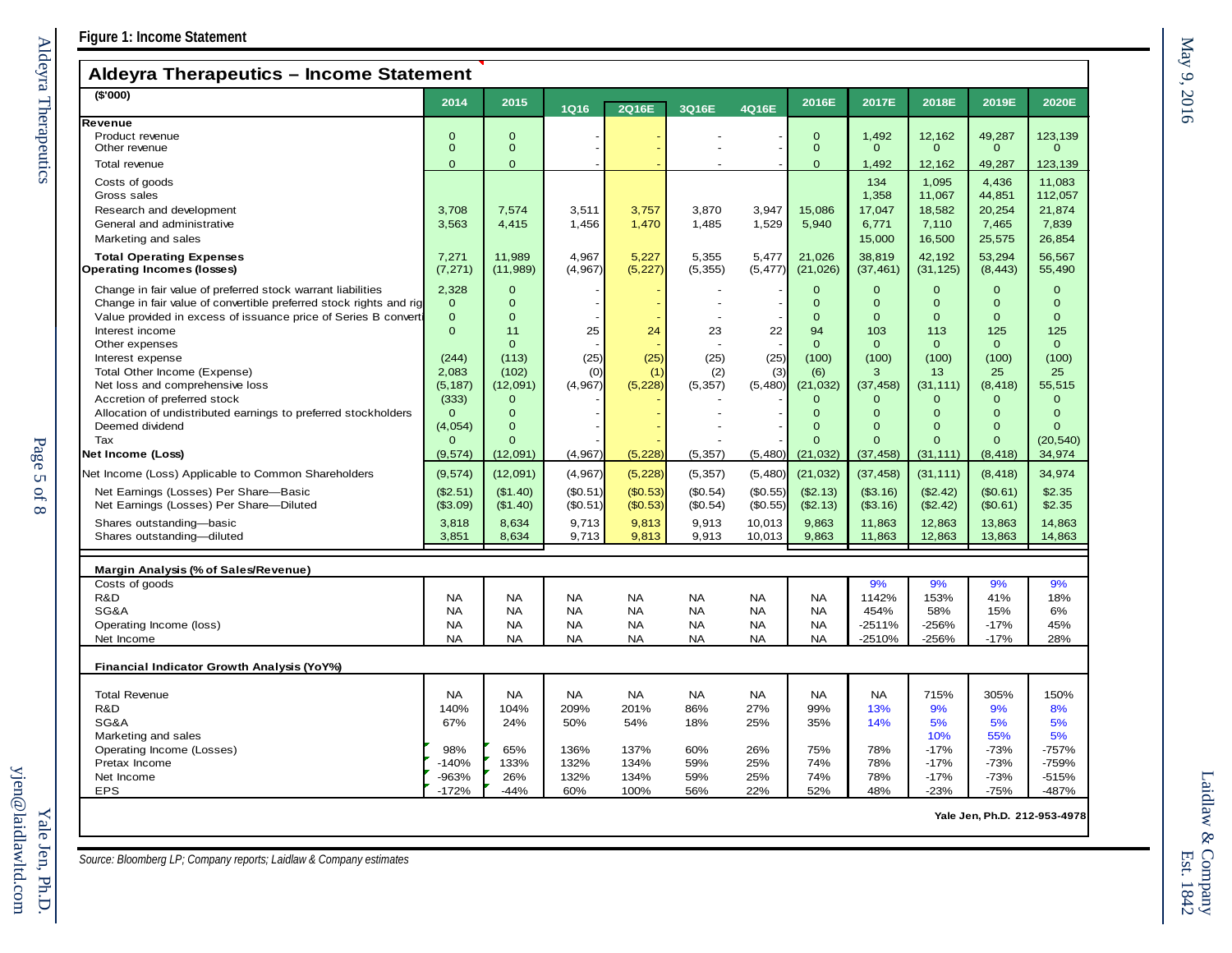**Figure 1: Income Statement**

## Aldeyra Therapeutics – Income Statement

| ($'000) | 2014 | 2015 | 1Q16 | 2Q16E | 3Q16E | 4Q16E | 2016E | 2017E | 2018E | 2019E | 2020E |
|---|---|---|---|---|---|---|---|---|---|---|---|
| **Revenue** | | | | | | | | | | | |
| Product revenue | 0 | 0 | - | - | - | - | 0 | 1,492 | 12,162 | 49,287 | 123,139 |
| Other revenue | 0 | 0 | - | - | - | - | 0 | 0 | 0 | 0 | 0 |
| Total revenue | 0 | 0 | - | - | - | - | 0 | 1,492 | 12,162 | 49,287 | 123,139 |
| Costs of goods | | | | | | | | 134 | 1,095 | 4,436 | 11,083 |
| Gross sales | | | | | | | | 1,358 | 11,067 | 44,851 | 112,057 |
| Research and development | 3,708 | 7,574 | 3,511 | 3,757 | 3,870 | 3,947 | 15,086 | 17,047 | 18,582 | 20,254 | 21,874 |
| General and administrative | 3,563 | 4,415 | 1,456 | 1,470 | 1,485 | 1,529 | 5,940 | 6,771 | 7,110 | 7,465 | 7,839 |
| Marketing and sales | | | | | | | | 15,000 | 16,500 | 25,575 | 26,854 |
| **Total Operating Expenses** | 7,271 | 11,989 | 4,967 | 5,227 | 5,355 | 5,477 | 21,026 | 38,819 | 42,192 | 53,294 | 56,567 |
| **Operating Incomes (losses)** | (7,271) | (11,989) | (4,967) | (5,227) | (5,355) | (5,477) | (21,026) | (37,461) | (31,125) | (8,443) | 55,490 |
| Change in fair value of preferred stock warrant liabilities | 2,328 | 0 | - | - | - | - | 0 | 0 | 0 | 0 | 0 |
| Change in fair value of convertible preferred stock rights and rig | 0 | 0 | - | - | - | - | 0 | 0 | 0 | 0 | 0 |
| Value provided in excess of issuance price of Series B converti | 0 | 0 | - | - | - | - | 0 | 0 | 0 | 0 | 0 |
| Interest income | 0 | 11 | 25 | 24 | 23 | 22 | 94 | 103 | 113 | 125 | 125 |
| Other expenses | | 0 | - | - | - | - | 0 | 0 | 0 | 0 | 0 |
| Interest expense | (244) | (113) | (25) | (25) | (25) | (25) | (100) | (100) | (100) | (100) | (100) |
| Total Other Income (Expense) | 2,083 | (102) | (0) | (1) | (2) | (3) | (6) | 3 | 13 | 25 | 25 |
| Net loss and comprehensive loss | (5,187) | (12,091) | (4,967) | (5,228) | (5,357) | (5,480) | (21,032) | (37,458) | (31,111) | (8,418) | 55,515 |
| Accretion of preferred stock | (333) | 0 | - | - | - | - | 0 | 0 | 0 | 0 | 0 |
| Allocation of undistributed earnings to preferred stockholders | 0 | 0 | - | - | - | - | 0 | 0 | 0 | 0 | 0 |
| Deemed dividend | (4,054) | 0 | - | - | - | - | 0 | 0 | 0 | 0 | 0 |
| Tax | 0 | 0 | - | - | - | - | 0 | 0 | 0 | 0 | (20,540) |
| **Net Income (Loss)** | (9,574) | (12,091) | (4,967) | (5,228) | (5,357) | (5,480) | (21,032) | (37,458) | (31,111) | (8,418) | 34,974 |
| Net Income (Loss) Applicable to Common Shareholders | (9,574) | (12,091) | (4,967) | (5,228) | (5,357) | (5,480) | (21,032) | (37,458) | (31,111) | (8,418) | 34,974 |
| Net Earnings (Losses) Per Share—Basic | ($2.51) | ($1.40) | ($0.51) | ($0.53) | ($0.54) | ($0.55) | ($2.13) | ($3.16) | ($2.42) | ($0.61) | $2.35 |
| Net Earnings (Losses) Per Share—Diluted | ($3.09) | ($1.40) | ($0.51) | ($0.53) | ($0.54) | ($0.55) | ($2.13) | ($3.16) | ($2.42) | ($0.61) | $2.35 |
| Shares outstanding—basic | 3,818 | 8,634 | 9,713 | 9,813 | 9,913 | 10,013 | 9,863 | 11,863 | 12,863 | 13,863 | 14,863 |
| Shares outstanding—diluted | 3,851 | 8,634 | 9,713 | 9,813 | 9,913 | 10,013 | 9,863 | 11,863 | 12,863 | 13,863 | 14,863 |
| **Margin Analysis (% of Sales/Revenue)** | | | | | | | | | | | |
| Costs of goods | | | | | | | | 9% | 9% | 9% | 9% |
| R&D | NA | NA | NA | NA | NA | NA | NA | 1142% | 153% | 41% | 18% |
| SG&A | NA | NA | NA | NA | NA | NA | NA | 454% | 58% | 15% | 6% |
| Operating Income (loss) | NA | NA | NA | NA | NA | NA | NA | -2511% | -256% | -17% | 45% |
| Net Income | NA | NA | NA | NA | NA | NA | NA | -2510% | -256% | -17% | 28% |
| **Financial Indicator Growth Analysis (YoY%)** | | | | | | | | | | | |
| Total Revenue | NA | NA | NA | NA | NA | NA | NA | NA | 715% | 305% | 150% |
| R&D | 140% | 104% | 209% | 201% | 86% | 27% | 99% | 13% | 9% | 9% | 8% |
| SG&A | 67% | 24% | 50% | 54% | 18% | 25% | 35% | 14% | 5% | 5% | 5% |
| Marketing and sales | | | | | | | | | 10% | 55% | 5% |
| Operating Income (Losses) | 98% | 65% | 136% | 137% | 60% | 26% | 75% | 78% | -17% | -73% | -757% |
| Pretax Income | -140% | 133% | 132% | 134% | 59% | 25% | 74% | 78% | -17% | -73% | -759% |
| Net Income | -963% | 26% | 132% | 134% | 59% | 25% | 74% | 78% | -17% | -73% | -515% |
| EPS | -172% | -44% | 60% | 100% | 56% | 22% | 52% | 48% | -23% | -75% | -487% |

Yale Jen, Ph.D. 212-953-4978

*Source: Bloomberg LP; Company reports; Laidlaw & Company estimates*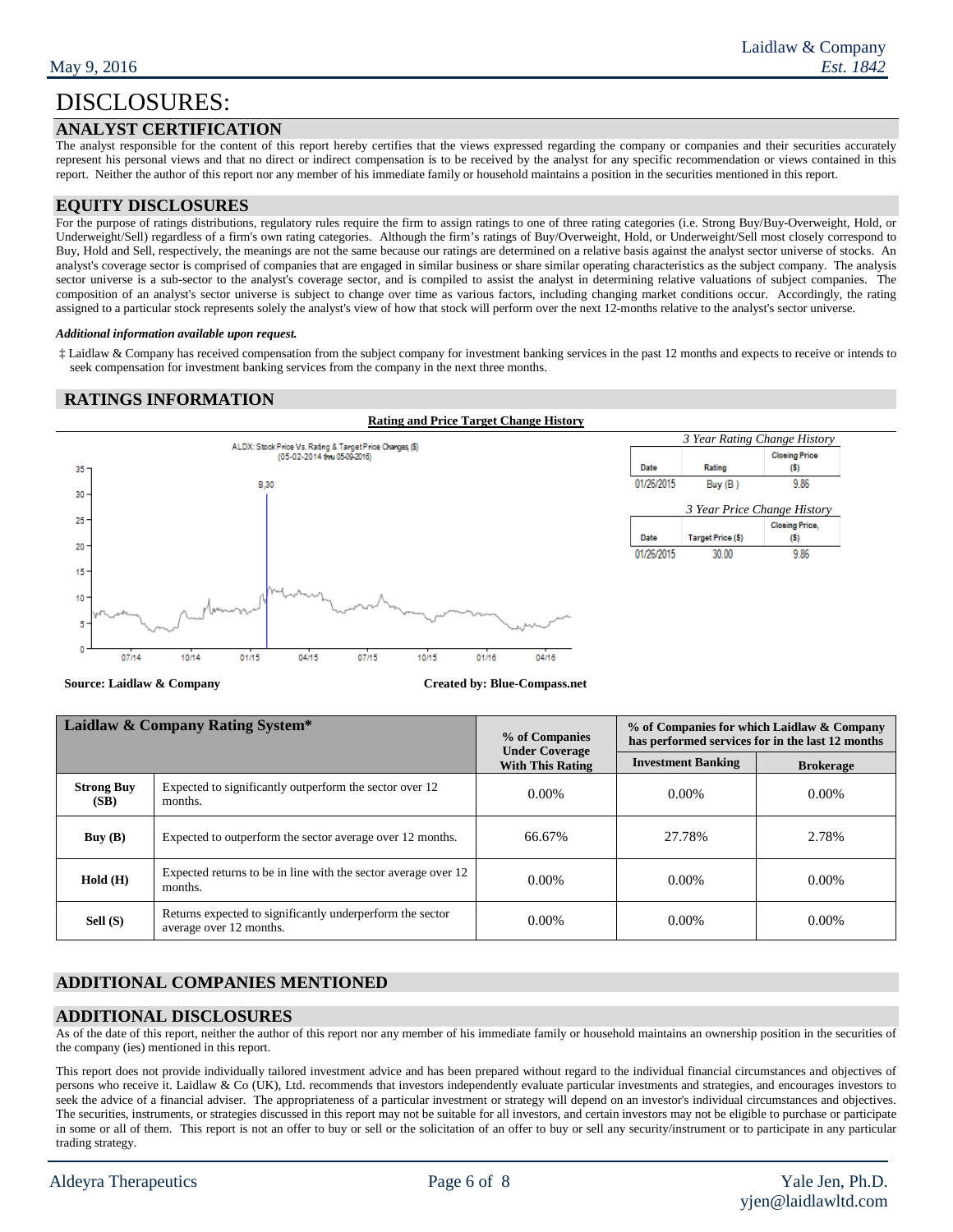# DISCLOSURES:

## ANALYST CERTIFICATION

The analyst responsible for the content of this report hereby certifies that the views expressed regarding the company or companies and their securities accurately represent his personal views and that no direct or indirect compensation is to be received by the analyst for any specific recommendation or views contained in this report. Neither the author of this report nor any member of his immediate family or household maintains a position in the securities mentioned in this report.

## EQUITY DISCLOSURES

For the purpose of ratings distributions, regulatory rules require the firm to assign ratings to one of three rating categories (i.e. Strong Buy/Buy-Overweight, Hold, or Underweight/Sell) regardless of a firm's own rating categories. Although the firm's ratings of Buy/Overweight, Hold, or Underweight/Sell most closely correspond to Buy, Hold and Sell, respectively, the meanings are not the same because our ratings are determined on a relative basis against the analyst sector universe of stocks. An analyst's coverage sector is comprised of companies that are engaged in similar business or share similar operating characteristics as the subject company. The analysis sector universe is a sub-sector to the analyst's coverage sector, and is compiled to assist the analyst in determining relative valuations of subject companies. The composition of an analyst's sector universe is subject to change over time as various factors, including changing market conditions occur. Accordingly, the rating assigned to a particular stock represents solely the analyst's view of how that stock will perform over the next 12-months relative to the analyst's sector universe.

***Additional information available upon request.***

‡ Laidlaw & Company has received compensation from the subject company for investment banking services in the past 12 months and expects to receive or intends to seek compensation for investment banking services from the company in the next three months.

## RATINGS INFORMATION

**Rating and Price Target Change History**

ALDX: Stock Price Vs. Rating & Target Price Changes, ($) (05-02-2014 thru 05-09-2016)

*3 Year Rating Change History*

| Date | Rating | Closing Price ($) |
|---|---|---|
| 01/26/2015 | Buy (B ) | 9.86 |

*3 Year Price Change History*

| Date | Target Price ($) | Closing Price, ($) |
|---|---|---|
| 01/26/2015 | 30.00 | 9.86 |

**Source: Laidlaw & Company** **Created by: Blue-Compass.net**

| Laidlaw & Company Rating System* | | % of Companies Under Coverage With This Rating | % of Companies for which Laidlaw & Company has performed services for in the last 12 months | |
|---|---|---|---|---|
| | | | Investment Banking | Brokerage |
| **Strong Buy (SB)** | Expected to significantly outperform the sector over 12 months. | 0.00% | 0.00% | 0.00% |
| **Buy (B)** | Expected to outperform the sector average over 12 months. | 66.67% | 27.78% | 2.78% |
| **Hold (H)** | Expected returns to be in line with the sector average over 12 months. | 0.00% | 0.00% | 0.00% |
| **Sell (S)** | Returns expected to significantly underperform the sector average over 12 months. | 0.00% | 0.00% | 0.00% |

## ADDITIONAL COMPANIES MENTIONED

## ADDITIONAL DISCLOSURES

As of the date of this report, neither the author of this report nor any member of his immediate family or household maintains an ownership position in the securities of the company (ies) mentioned in this report.

This report does not provide individually tailored investment advice and has been prepared without regard to the individual financial circumstances and objectives of persons who receive it. Laidlaw & Co (UK), Ltd. recommends that investors independently evaluate particular investments and strategies, and encourages investors to seek the advice of a financial adviser. The appropriateness of a particular investment or strategy will depend on an investor's individual circumstances and objectives. The securities, instruments, or strategies discussed in this report may not be suitable for all investors, and certain investors may not be eligible to purchase or participate in some or all of them. This report is not an offer to buy or sell or the solicitation of an offer to buy or sell any security/instrument or to participate in any particular trading strategy.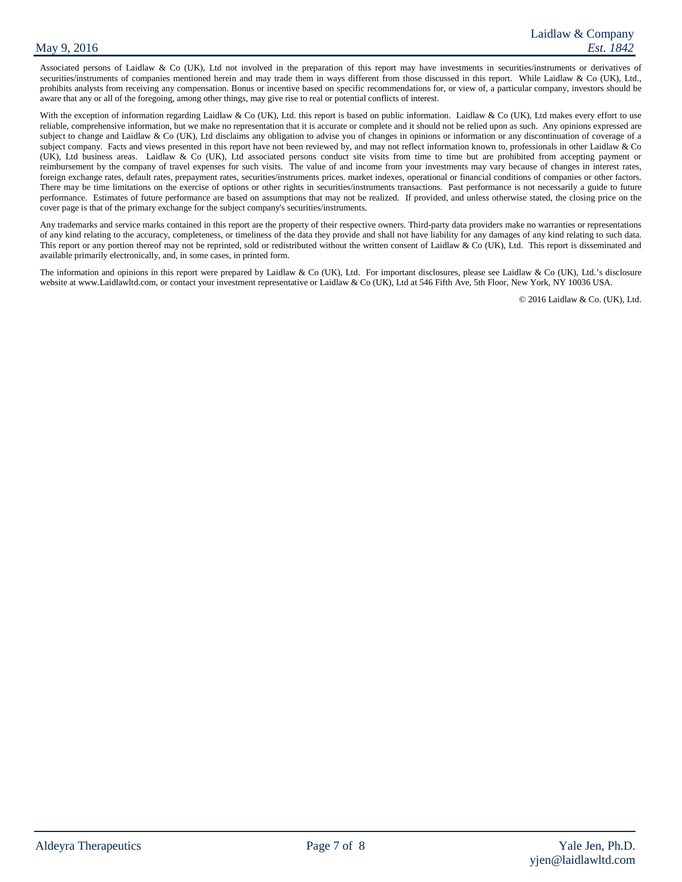Associated persons of Laidlaw & Co (UK), Ltd not involved in the preparation of this report may have investments in securities/instruments or derivatives of securities/instruments of companies mentioned herein and may trade them in ways different from those discussed in this report. While Laidlaw & Co (UK), Ltd., prohibits analysts from receiving any compensation. Bonus or incentive based on specific recommendations for, or view of, a particular company, investors should be aware that any or all of the foregoing, among other things, may give rise to real or potential conflicts of interest.

With the exception of information regarding Laidlaw & Co (UK), Ltd. this report is based on public information. Laidlaw & Co (UK), Ltd makes every effort to use reliable, comprehensive information, but we make no representation that it is accurate or complete and it should not be relied upon as such. Any opinions expressed are subject to change and Laidlaw & Co (UK), Ltd disclaims any obligation to advise you of changes in opinions or information or any discontinuation of coverage of a subject company. Facts and views presented in this report have not been reviewed by, and may not reflect information known to, professionals in other Laidlaw & Co (UK), Ltd business areas. Laidlaw & Co (UK), Ltd associated persons conduct site visits from time to time but are prohibited from accepting payment or reimbursement by the company of travel expenses for such visits. The value of and income from your investments may vary because of changes in interest rates, foreign exchange rates, default rates, prepayment rates, securities/instruments prices. market indexes, operational or financial conditions of companies or other factors. There may be time limitations on the exercise of options or other rights in securities/instruments transactions. Past performance is not necessarily a guide to future performance. Estimates of future performance are based on assumptions that may not be realized. If provided, and unless otherwise stated, the closing price on the cover page is that of the primary exchange for the subject company's securities/instruments.

Any trademarks and service marks contained in this report are the property of their respective owners. Third-party data providers make no warranties or representations of any kind relating to the accuracy, completeness, or timeliness of the data they provide and shall not have liability for any damages of any kind relating to such data. This report or any portion thereof may not be reprinted, sold or redistributed without the written consent of Laidlaw & Co (UK), Ltd. This report is disseminated and available primarily electronically, and, in some cases, in printed form.

The information and opinions in this report were prepared by Laidlaw & Co (UK), Ltd. For important disclosures, please see Laidlaw & Co (UK), Ltd.'s disclosure website at www.Laidlawltd.com, or contact your investment representative or Laidlaw & Co (UK), Ltd at 546 Fifth Ave, 5th Floor, New York, NY 10036 USA.

© 2016 Laidlaw & Co. (UK), Ltd.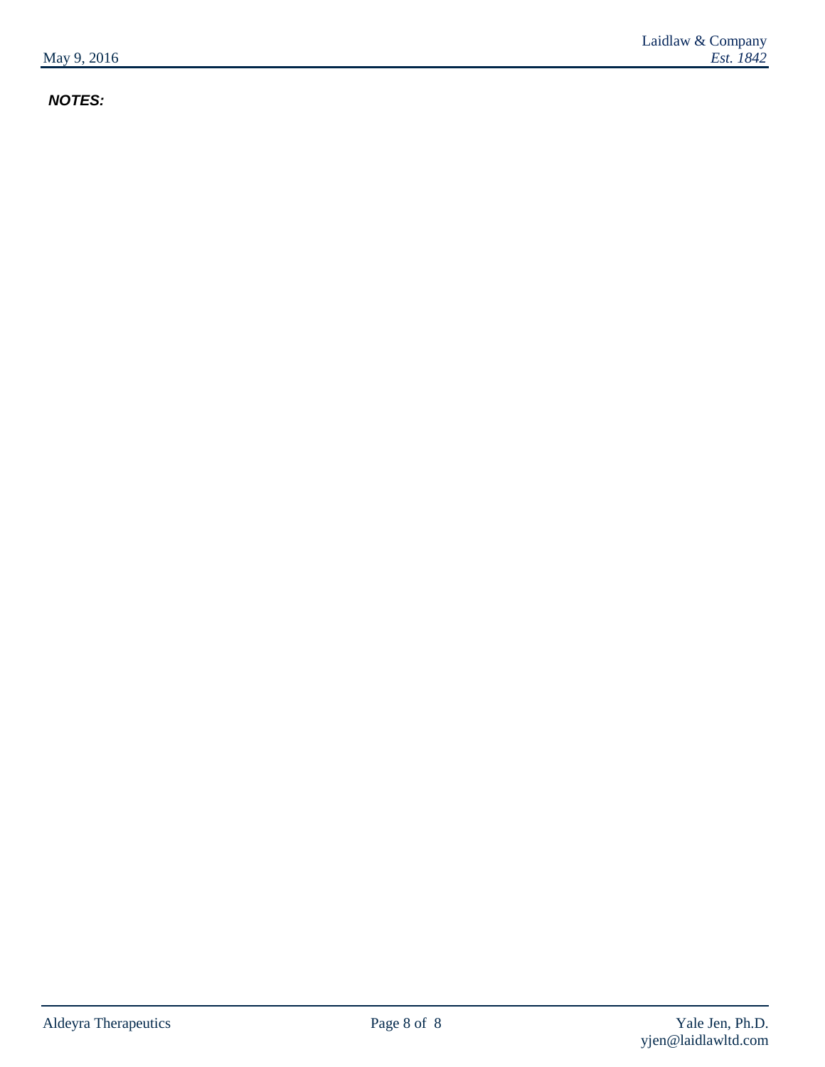***NOTES:***